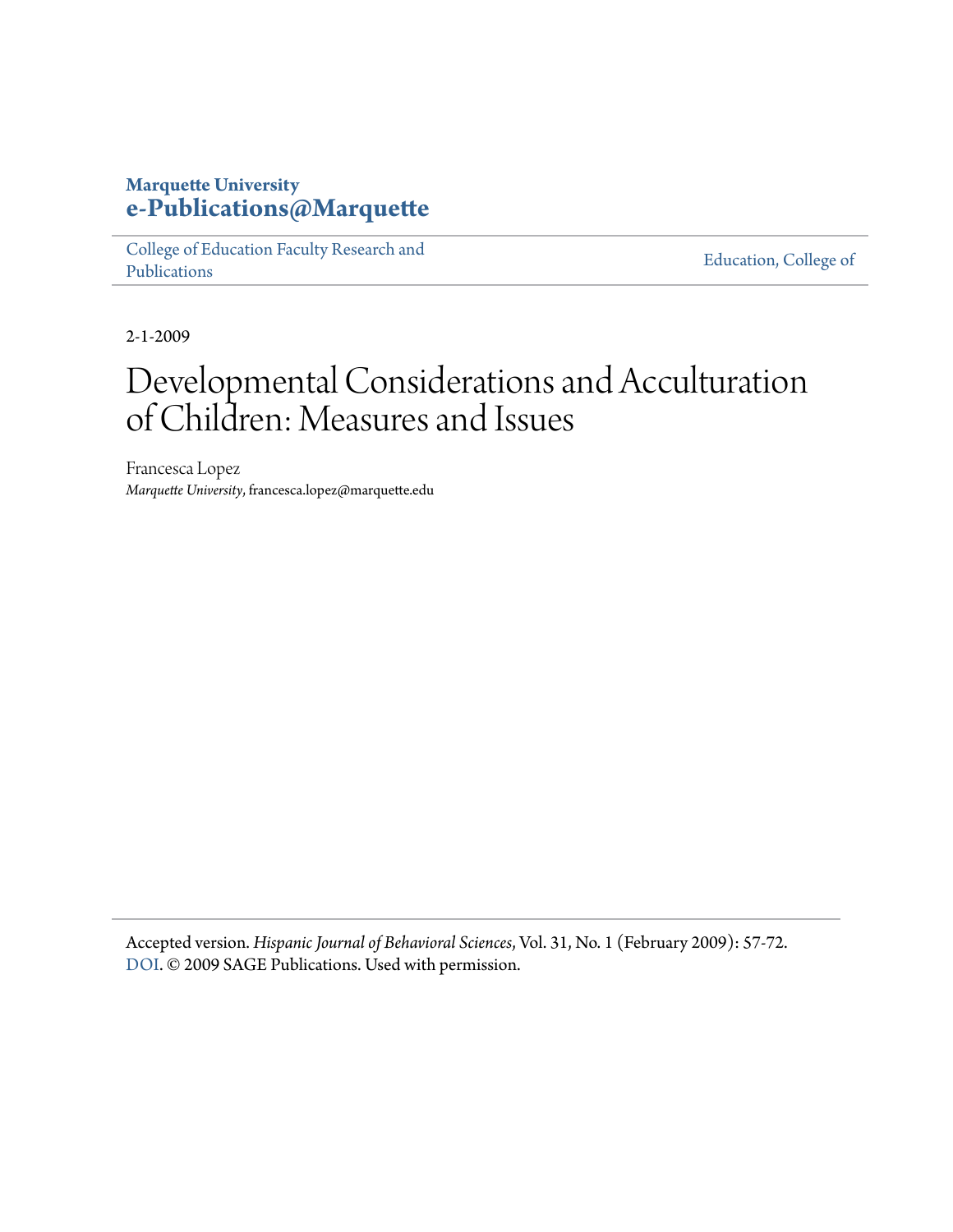**Marquette University**
**e-Publications@Marquette**

College of Education Faculty Research and Publications | Education, College of

2-1-2009

# Developmental Considerations and Acculturation of Children: Measures and Issues

Francesca Lopez
*Marquette University*, francesca.lopez@marquette.edu

Accepted version. *Hispanic Journal of Behavioral Sciences*, Vol. 31, No. 1 (February 2009): 57-72. DOI. © 2009 SAGE Publications. Used with permission.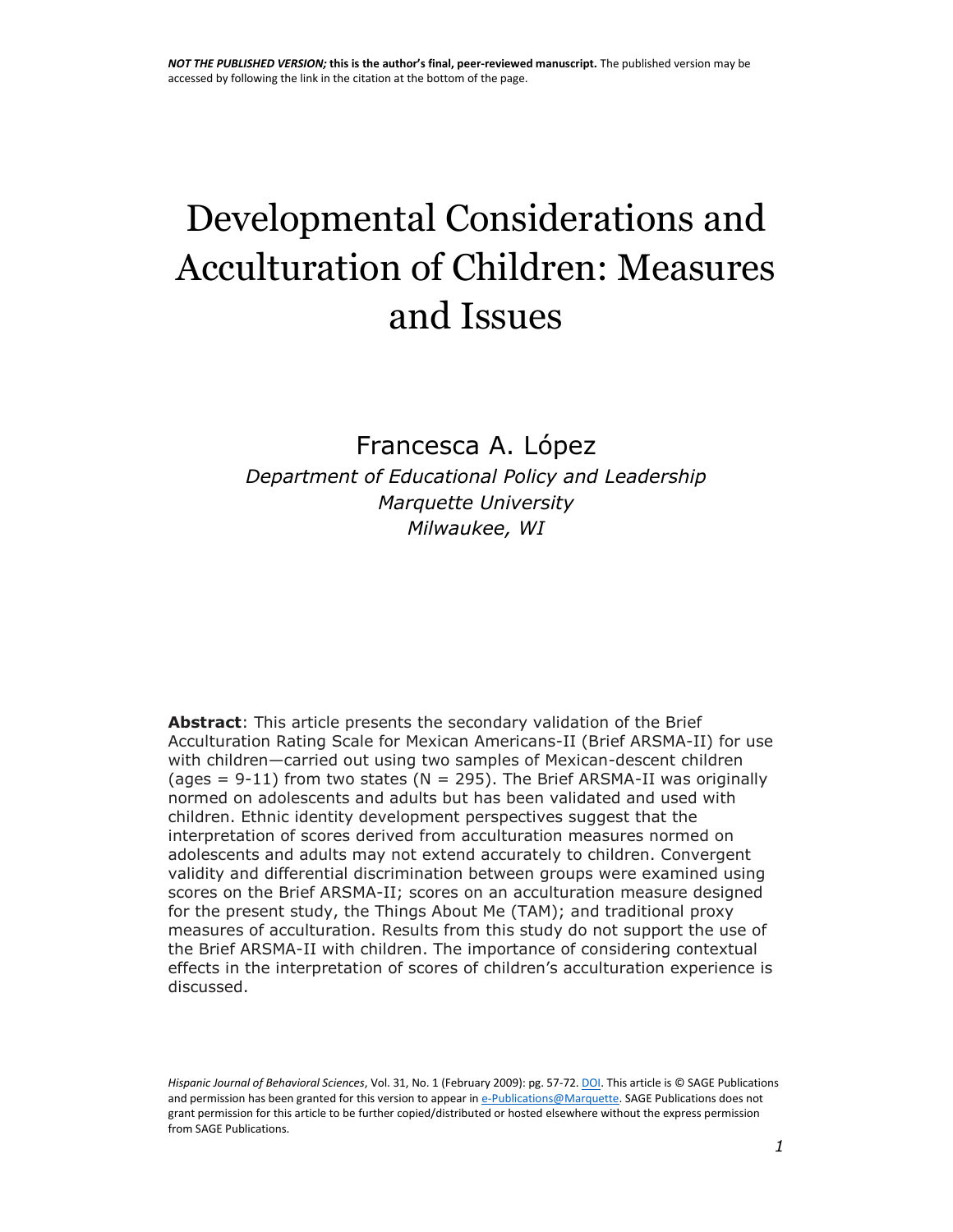**NOT THE PUBLISHED VERSION; this is the author's final, peer-reviewed manuscript.** The published version may be accessed by following the link in the citation at the bottom of the page.

# Developmental Considerations and Acculturation of Children: Measures and Issues

Francesca A. López

*Department of Educational Policy and Leadership*
*Marquette University*
*Milwaukee, WI*

**Abstract**: This article presents the secondary validation of the Brief Acculturation Rating Scale for Mexican Americans-II (Brief ARSMA-II) for use with children—carried out using two samples of Mexican-descent children (ages = 9-11) from two states (N = 295). The Brief ARSMA-II was originally normed on adolescents and adults but has been validated and used with children. Ethnic identity development perspectives suggest that the interpretation of scores derived from acculturation measures normed on adolescents and adults may not extend accurately to children. Convergent validity and differential discrimination between groups were examined using scores on the Brief ARSMA-II; scores on an acculturation measure designed for the present study, the Things About Me (TAM); and traditional proxy measures of acculturation. Results from this study do not support the use of the Brief ARSMA-II with children. The importance of considering contextual effects in the interpretation of scores of children's acculturation experience is discussed.

*Hispanic Journal of Behavioral Sciences*, Vol. 31, No. 1 (February 2009): pg. 57-72. DOI. This article is © SAGE Publications and permission has been granted for this version to appear in e-Publications@Marquette. SAGE Publications does not grant permission for this article to be further copied/distributed or hosted elsewhere without the express permission from SAGE Publications.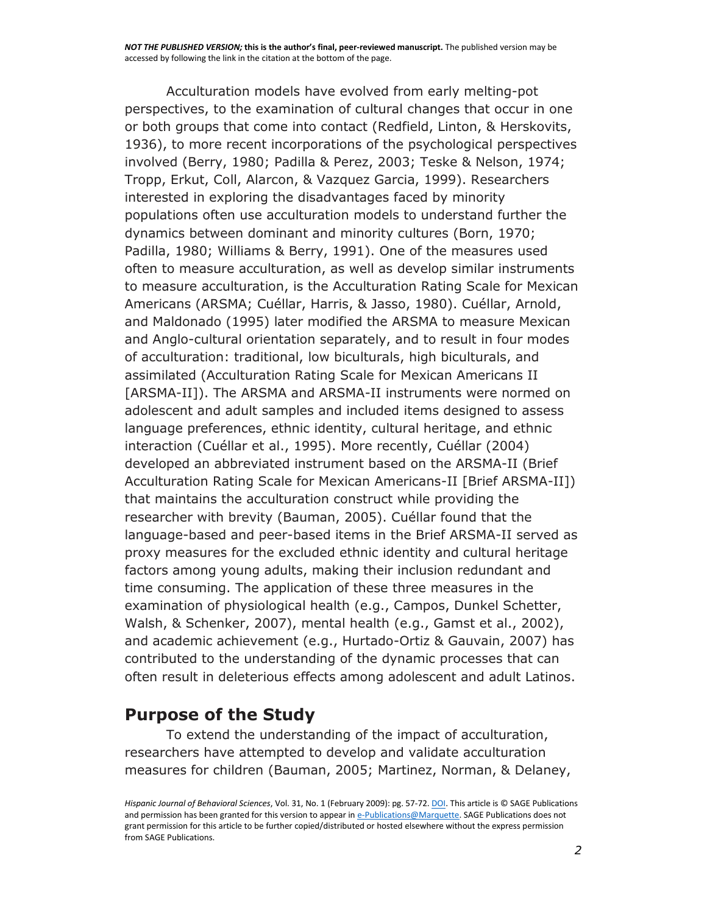Acculturation models have evolved from early melting-pot perspectives, to the examination of cultural changes that occur in one or both groups that come into contact (Redfield, Linton, & Herskovits, 1936), to more recent incorporations of the psychological perspectives involved (Berry, 1980; Padilla & Perez, 2003; Teske & Nelson, 1974; Tropp, Erkut, Coll, Alarcon, & Vazquez Garcia, 1999). Researchers interested in exploring the disadvantages faced by minority populations often use acculturation models to understand further the dynamics between dominant and minority cultures (Born, 1970; Padilla, 1980; Williams & Berry, 1991). One of the measures used often to measure acculturation, as well as develop similar instruments to measure acculturation, is the Acculturation Rating Scale for Mexican Americans (ARSMA; Cuéllar, Harris, & Jasso, 1980). Cuéllar, Arnold, and Maldonado (1995) later modified the ARSMA to measure Mexican and Anglo-cultural orientation separately, and to result in four modes of acculturation: traditional, low biculturals, high biculturals, and assimilated (Acculturation Rating Scale for Mexican Americans II [ARSMA-II]). The ARSMA and ARSMA-II instruments were normed on adolescent and adult samples and included items designed to assess language preferences, ethnic identity, cultural heritage, and ethnic interaction (Cuéllar et al., 1995). More recently, Cuéllar (2004) developed an abbreviated instrument based on the ARSMA-II (Brief Acculturation Rating Scale for Mexican Americans-II [Brief ARSMA-II]) that maintains the acculturation construct while providing the researcher with brevity (Bauman, 2005). Cuéllar found that the language-based and peer-based items in the Brief ARSMA-II served as proxy measures for the excluded ethnic identity and cultural heritage factors among young adults, making their inclusion redundant and time consuming. The application of these three measures in the examination of physiological health (e.g., Campos, Dunkel Schetter, Walsh, & Schenker, 2007), mental health (e.g., Gamst et al., 2002), and academic achievement (e.g., Hurtado-Ortiz & Gauvain, 2007) has contributed to the understanding of the dynamic processes that can often result in deleterious effects among adolescent and adult Latinos.

## Purpose of the Study

To extend the understanding of the impact of acculturation, researchers have attempted to develop and validate acculturation measures for children (Bauman, 2005; Martinez, Norman, & Delaney,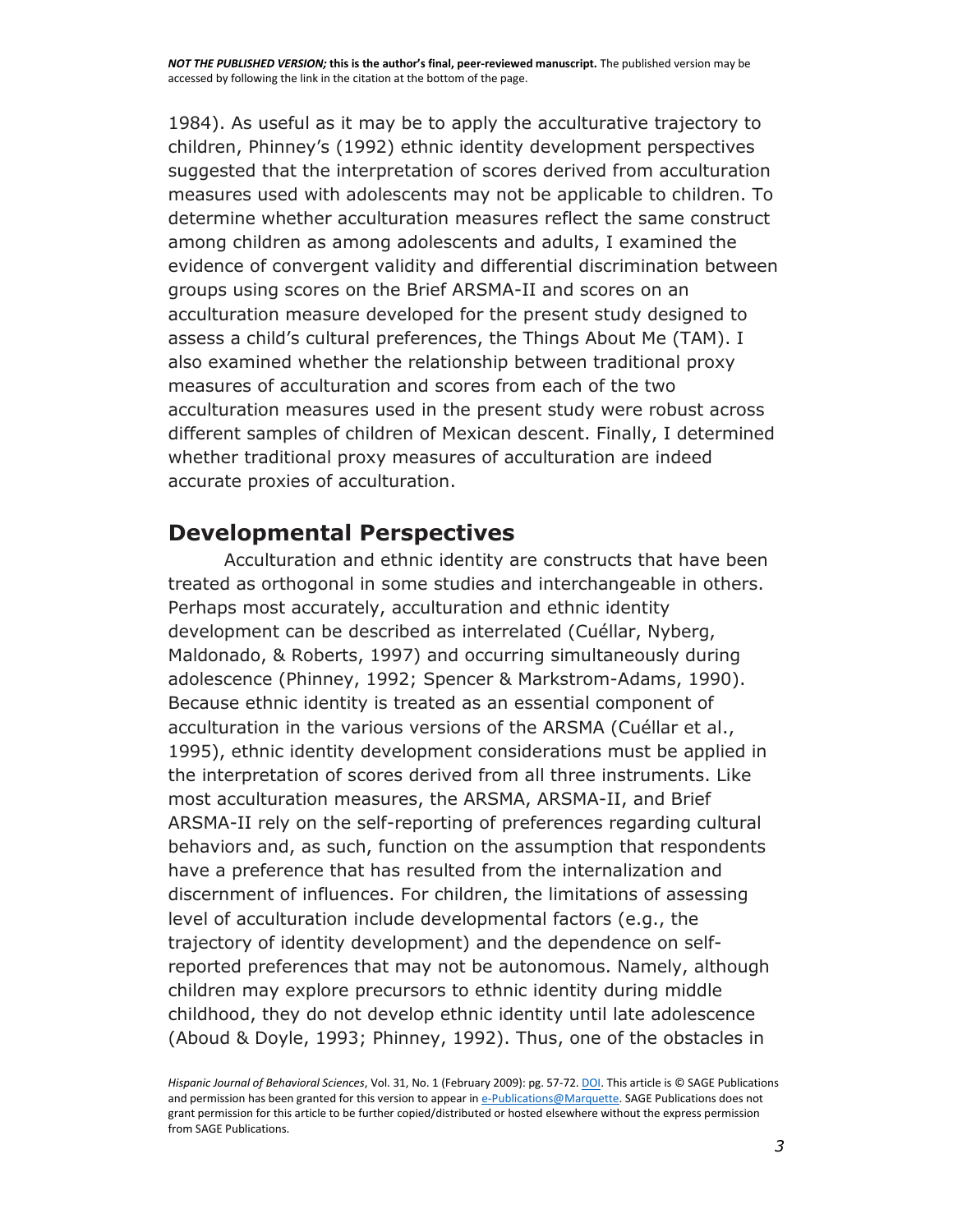1984). As useful as it may be to apply the acculturative trajectory to children, Phinney's (1992) ethnic identity development perspectives suggested that the interpretation of scores derived from acculturation measures used with adolescents may not be applicable to children. To determine whether acculturation measures reflect the same construct among children as among adolescents and adults, I examined the evidence of convergent validity and differential discrimination between groups using scores on the Brief ARSMA-II and scores on an acculturation measure developed for the present study designed to assess a child's cultural preferences, the Things About Me (TAM). I also examined whether the relationship between traditional proxy measures of acculturation and scores from each of the two acculturation measures used in the present study were robust across different samples of children of Mexican descent. Finally, I determined whether traditional proxy measures of acculturation are indeed accurate proxies of acculturation.

## Developmental Perspectives

Acculturation and ethnic identity are constructs that have been treated as orthogonal in some studies and interchangeable in others. Perhaps most accurately, acculturation and ethnic identity development can be described as interrelated (Cuéllar, Nyberg, Maldonado, & Roberts, 1997) and occurring simultaneously during adolescence (Phinney, 1992; Spencer & Markstrom-Adams, 1990). Because ethnic identity is treated as an essential component of acculturation in the various versions of the ARSMA (Cuéllar et al., 1995), ethnic identity development considerations must be applied in the interpretation of scores derived from all three instruments. Like most acculturation measures, the ARSMA, ARSMA-II, and Brief ARSMA-II rely on the self-reporting of preferences regarding cultural behaviors and, as such, function on the assumption that respondents have a preference that has resulted from the internalization and discernment of influences. For children, the limitations of assessing level of acculturation include developmental factors (e.g., the trajectory of identity development) and the dependence on self-reported preferences that may not be autonomous. Namely, although children may explore precursors to ethnic identity during middle childhood, they do not develop ethnic identity until late adolescence (Aboud & Doyle, 1993; Phinney, 1992). Thus, one of the obstacles in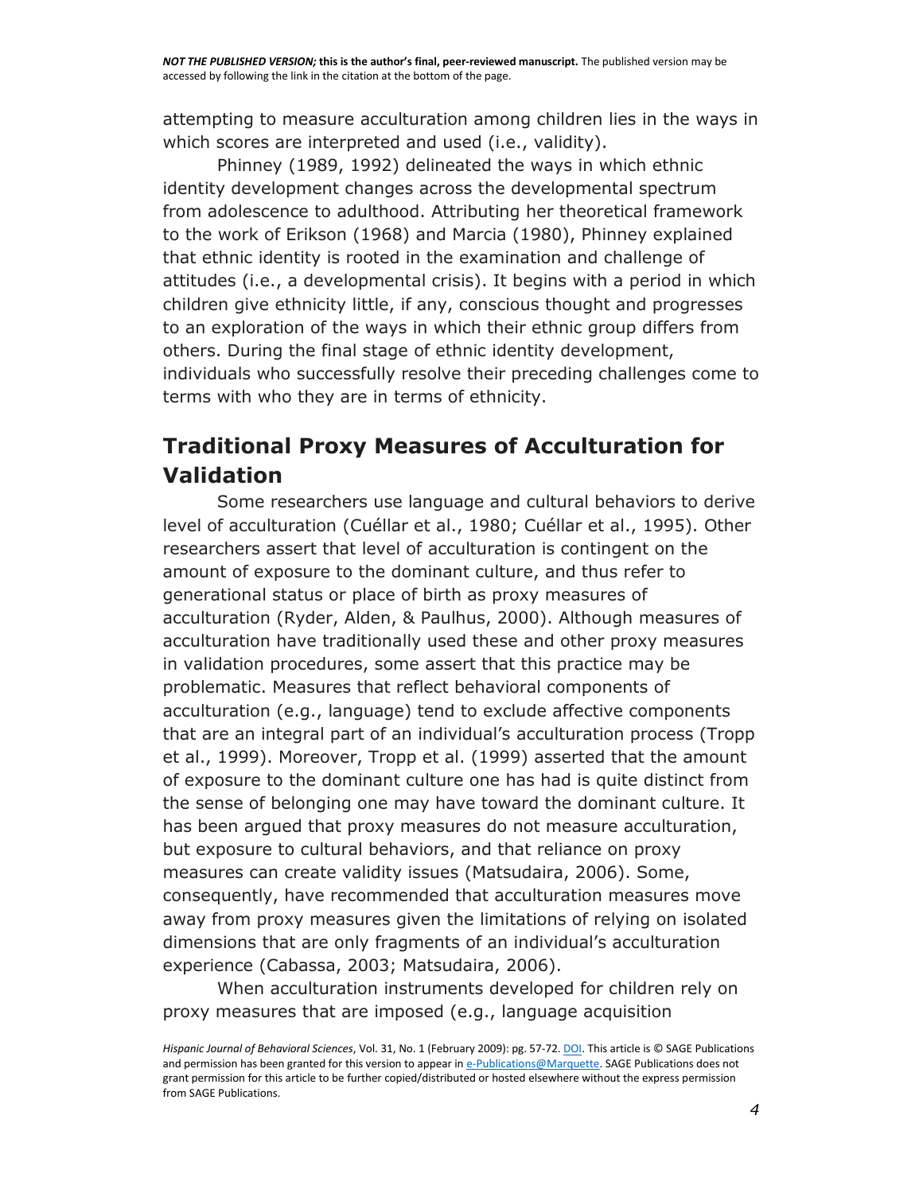attempting to measure acculturation among children lies in the ways in which scores are interpreted and used (i.e., validity).

Phinney (1989, 1992) delineated the ways in which ethnic identity development changes across the developmental spectrum from adolescence to adulthood. Attributing her theoretical framework to the work of Erikson (1968) and Marcia (1980), Phinney explained that ethnic identity is rooted in the examination and challenge of attitudes (i.e., a developmental crisis). It begins with a period in which children give ethnicity little, if any, conscious thought and progresses to an exploration of the ways in which their ethnic group differs from others. During the final stage of ethnic identity development, individuals who successfully resolve their preceding challenges come to terms with who they are in terms of ethnicity.

## Traditional Proxy Measures of Acculturation for Validation

Some researchers use language and cultural behaviors to derive level of acculturation (Cuéllar et al., 1980; Cuéllar et al., 1995). Other researchers assert that level of acculturation is contingent on the amount of exposure to the dominant culture, and thus refer to generational status or place of birth as proxy measures of acculturation (Ryder, Alden, & Paulhus, 2000). Although measures of acculturation have traditionally used these and other proxy measures in validation procedures, some assert that this practice may be problematic. Measures that reflect behavioral components of acculturation (e.g., language) tend to exclude affective components that are an integral part of an individual's acculturation process (Tropp et al., 1999). Moreover, Tropp et al. (1999) asserted that the amount of exposure to the dominant culture one has had is quite distinct from the sense of belonging one may have toward the dominant culture. It has been argued that proxy measures do not measure acculturation, but exposure to cultural behaviors, and that reliance on proxy measures can create validity issues (Matsudaira, 2006). Some, consequently, have recommended that acculturation measures move away from proxy measures given the limitations of relying on isolated dimensions that are only fragments of an individual's acculturation experience (Cabassa, 2003; Matsudaira, 2006).

When acculturation instruments developed for children rely on proxy measures that are imposed (e.g., language acquisition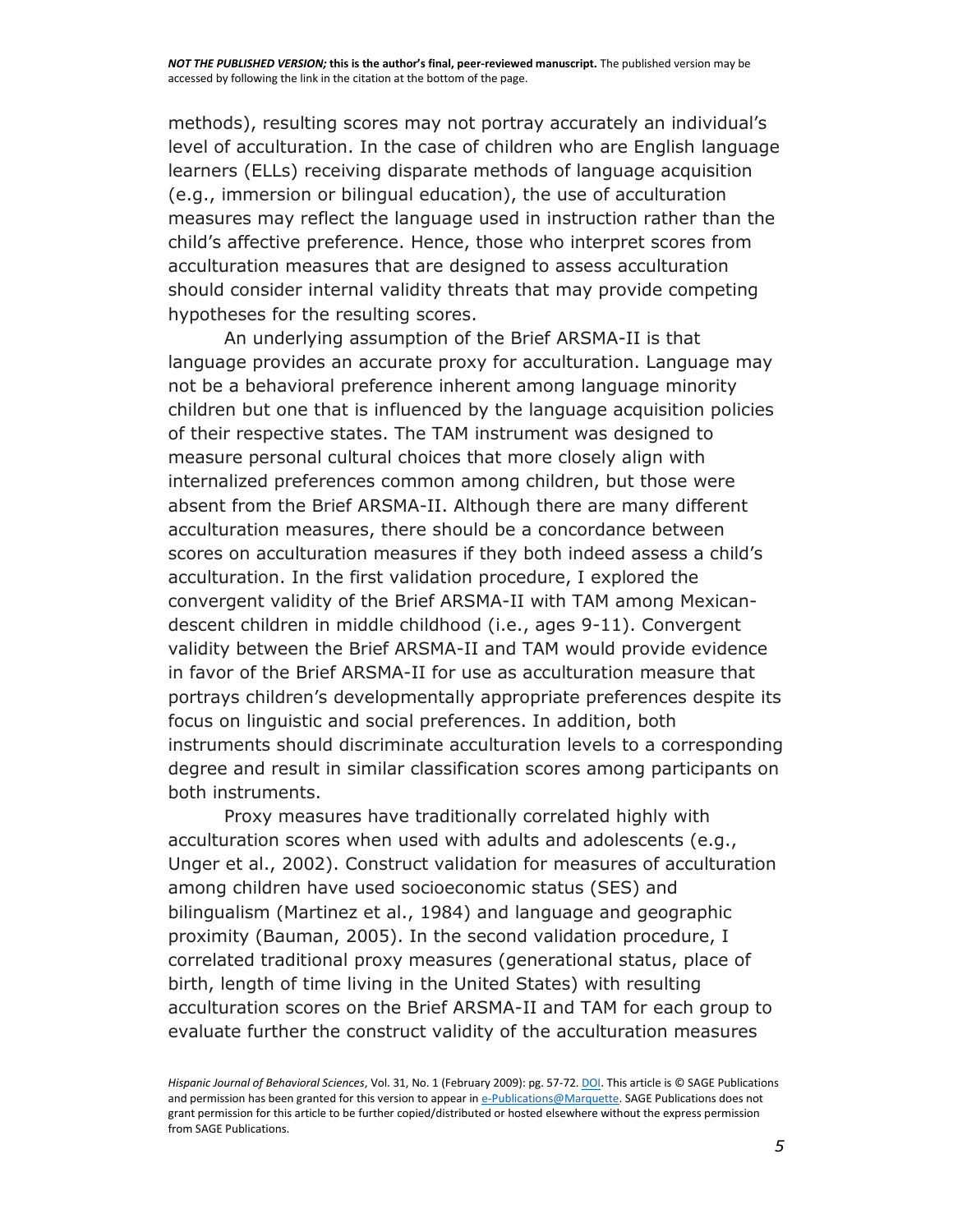methods), resulting scores may not portray accurately an individual's level of acculturation. In the case of children who are English language learners (ELLs) receiving disparate methods of language acquisition (e.g., immersion or bilingual education), the use of acculturation measures may reflect the language used in instruction rather than the child's affective preference. Hence, those who interpret scores from acculturation measures that are designed to assess acculturation should consider internal validity threats that may provide competing hypotheses for the resulting scores.

An underlying assumption of the Brief ARSMA-II is that language provides an accurate proxy for acculturation. Language may not be a behavioral preference inherent among language minority children but one that is influenced by the language acquisition policies of their respective states. The TAM instrument was designed to measure personal cultural choices that more closely align with internalized preferences common among children, but those were absent from the Brief ARSMA-II. Although there are many different acculturation measures, there should be a concordance between scores on acculturation measures if they both indeed assess a child's acculturation. In the first validation procedure, I explored the convergent validity of the Brief ARSMA-II with TAM among Mexican-descent children in middle childhood (i.e., ages 9-11). Convergent validity between the Brief ARSMA-II and TAM would provide evidence in favor of the Brief ARSMA-II for use as acculturation measure that portrays children's developmentally appropriate preferences despite its focus on linguistic and social preferences. In addition, both instruments should discriminate acculturation levels to a corresponding degree and result in similar classification scores among participants on both instruments.

Proxy measures have traditionally correlated highly with acculturation scores when used with adults and adolescents (e.g., Unger et al., 2002). Construct validation for measures of acculturation among children have used socioeconomic status (SES) and bilingualism (Martinez et al., 1984) and language and geographic proximity (Bauman, 2005). In the second validation procedure, I correlated traditional proxy measures (generational status, place of birth, length of time living in the United States) with resulting acculturation scores on the Brief ARSMA-II and TAM for each group to evaluate further the construct validity of the acculturation measures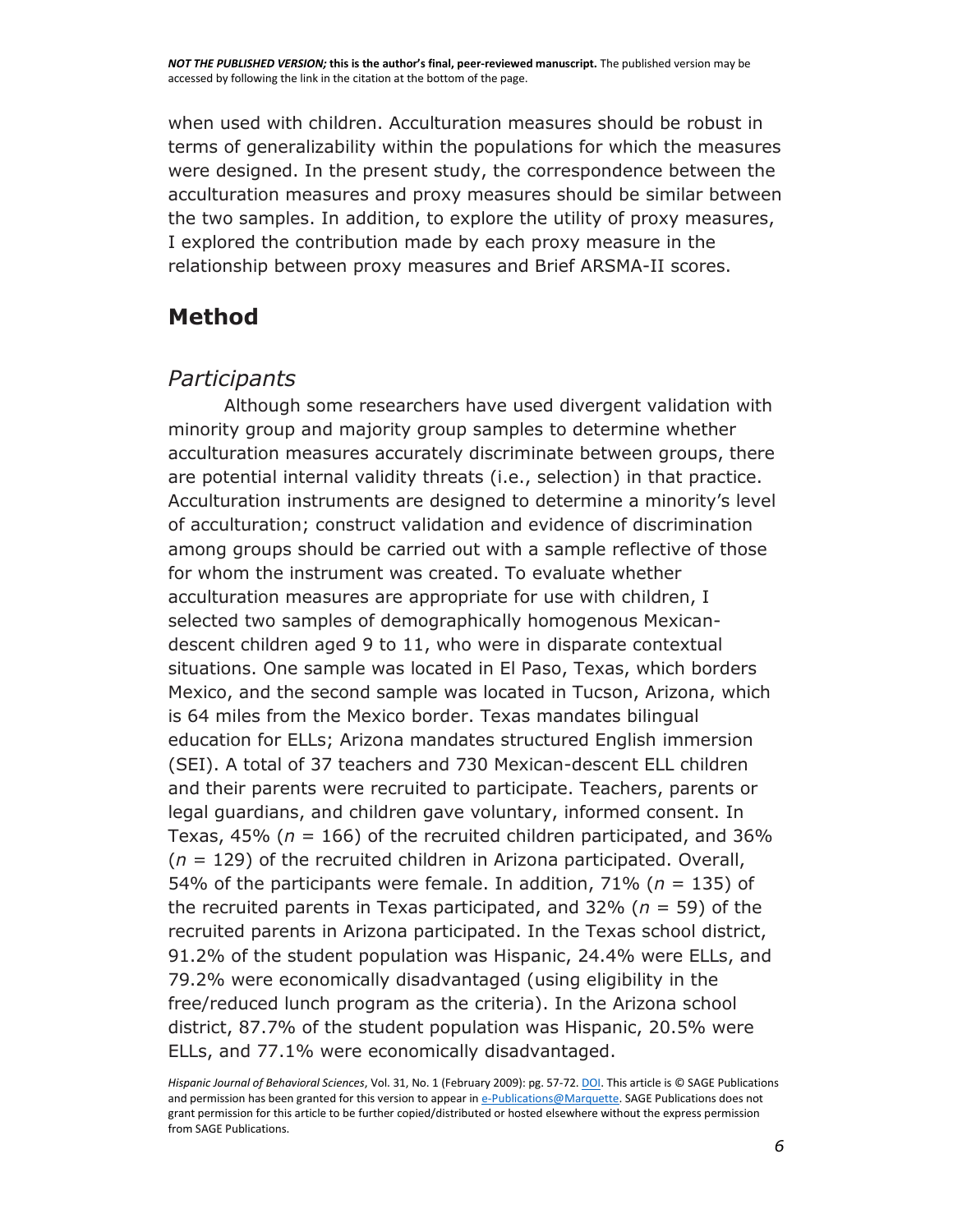when used with children. Acculturation measures should be robust in terms of generalizability within the populations for which the measures were designed. In the present study, the correspondence between the acculturation measures and proxy measures should be similar between the two samples. In addition, to explore the utility of proxy measures, I explored the contribution made by each proxy measure in the relationship between proxy measures and Brief ARSMA-II scores.

## Method

### *Participants*

Although some researchers have used divergent validation with minority group and majority group samples to determine whether acculturation measures accurately discriminate between groups, there are potential internal validity threats (i.e., selection) in that practice. Acculturation instruments are designed to determine a minority's level of acculturation; construct validation and evidence of discrimination among groups should be carried out with a sample reflective of those for whom the instrument was created. To evaluate whether acculturation measures are appropriate for use with children, I selected two samples of demographically homogenous Mexican-descent children aged 9 to 11, who were in disparate contextual situations. One sample was located in El Paso, Texas, which borders Mexico, and the second sample was located in Tucson, Arizona, which is 64 miles from the Mexico border. Texas mandates bilingual education for ELLs; Arizona mandates structured English immersion (SEI). A total of 37 teachers and 730 Mexican-descent ELL children and their parents were recruited to participate. Teachers, parents or legal guardians, and children gave voluntary, informed consent. In Texas, 45% ($n$ = 166) of the recruited children participated, and 36% ($n$ = 129) of the recruited children in Arizona participated. Overall, 54% of the participants were female. In addition, 71% ($n$ = 135) of the recruited parents in Texas participated, and 32% ($n$ = 59) of the recruited parents in Arizona participated. In the Texas school district, 91.2% of the student population was Hispanic, 24.4% were ELLs, and 79.2% were economically disadvantaged (using eligibility in the free/reduced lunch program as the criteria). In the Arizona school district, 87.7% of the student population was Hispanic, 20.5% were ELLs, and 77.1% were economically disadvantaged.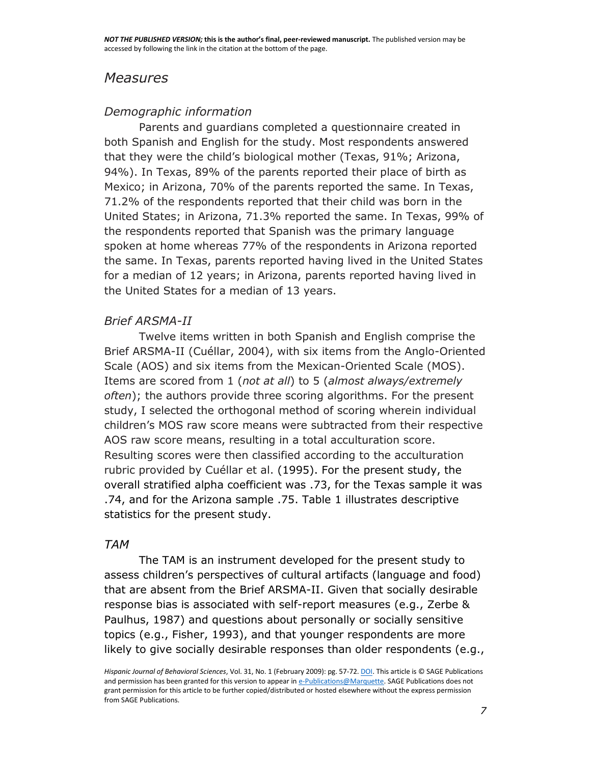## *Measures*

### *Demographic information*

Parents and guardians completed a questionnaire created in both Spanish and English for the study. Most respondents answered that they were the child's biological mother (Texas, 91%; Arizona, 94%). In Texas, 89% of the parents reported their place of birth as Mexico; in Arizona, 70% of the parents reported the same. In Texas, 71.2% of the respondents reported that their child was born in the United States; in Arizona, 71.3% reported the same. In Texas, 99% of the respondents reported that Spanish was the primary language spoken at home whereas 77% of the respondents in Arizona reported the same. In Texas, parents reported having lived in the United States for a median of 12 years; in Arizona, parents reported having lived in the United States for a median of 13 years.

### *Brief ARSMA-II*

Twelve items written in both Spanish and English comprise the Brief ARSMA-II (Cuéllar, 2004), with six items from the Anglo-Oriented Scale (AOS) and six items from the Mexican-Oriented Scale (MOS). Items are scored from 1 (*not at all*) to 5 (*almost always/extremely often*); the authors provide three scoring algorithms. For the present study, I selected the orthogonal method of scoring wherein individual children's MOS raw score means were subtracted from their respective AOS raw score means, resulting in a total acculturation score. Resulting scores were then classified according to the acculturation rubric provided by Cuéllar et al. (1995). For the present study, the overall stratified alpha coefficient was .73, for the Texas sample it was .74, and for the Arizona sample .75. Table 1 illustrates descriptive statistics for the present study.

### *TAM*

The TAM is an instrument developed for the present study to assess children's perspectives of cultural artifacts (language and food) that are absent from the Brief ARSMA-II. Given that socially desirable response bias is associated with self-report measures (e.g., Zerbe & Paulhus, 1987) and questions about personally or socially sensitive topics (e.g., Fisher, 1993), and that younger respondents are more likely to give socially desirable responses than older respondents (e.g.,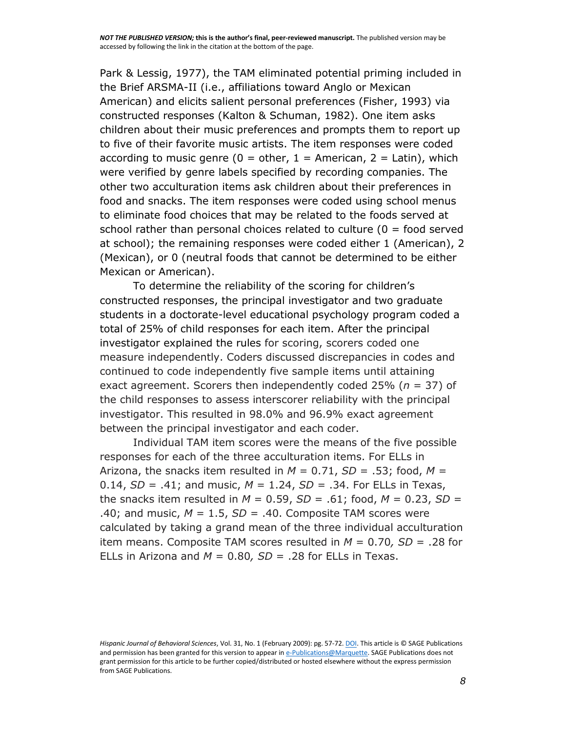Park & Lessig, 1977), the TAM eliminated potential priming included in the Brief ARSMA-II (i.e., affiliations toward Anglo or Mexican American) and elicits salient personal preferences (Fisher, 1993) via constructed responses (Kalton & Schuman, 1982). One item asks children about their music preferences and prompts them to report up to five of their favorite music artists. The item responses were coded according to music genre (0 = other, 1 = American, 2 = Latin), which were verified by genre labels specified by recording companies. The other two acculturation items ask children about their preferences in food and snacks. The item responses were coded using school menus to eliminate food choices that may be related to the foods served at school rather than personal choices related to culture (0 = food served at school); the remaining responses were coded either 1 (American), 2 (Mexican), or 0 (neutral foods that cannot be determined to be either Mexican or American).

To determine the reliability of the scoring for children's constructed responses, the principal investigator and two graduate students in a doctorate-level educational psychology program coded a total of 25% of child responses for each item. After the principal investigator explained the rules for scoring, scorers coded one measure independently. Coders discussed discrepancies in codes and continued to code independently five sample items until attaining exact agreement. Scorers then independently coded 25% ($n$ = 37) of the child responses to assess interscorer reliability with the principal investigator. This resulted in 98.0% and 96.9% exact agreement between the principal investigator and each coder.

Individual TAM item scores were the means of the five possible responses for each of the three acculturation items. For ELLs in Arizona, the snacks item resulted in $M$ = 0.71, $SD$ = .53; food, $M$ = 0.14, $SD$ = .41; and music, $M$ = 1.24, $SD$ = .34. For ELLs in Texas, the snacks item resulted in $M$ = 0.59, $SD$ = .61; food, $M$ = 0.23, $SD$ = .40; and music, $M$ = 1.5, $SD$ = .40. Composite TAM scores were calculated by taking a grand mean of the three individual acculturation item means. Composite TAM scores resulted in $M$ = 0.70, $SD$ = .28 for ELLs in Arizona and $M$ = 0.80, $SD$ = .28 for ELLs in Texas.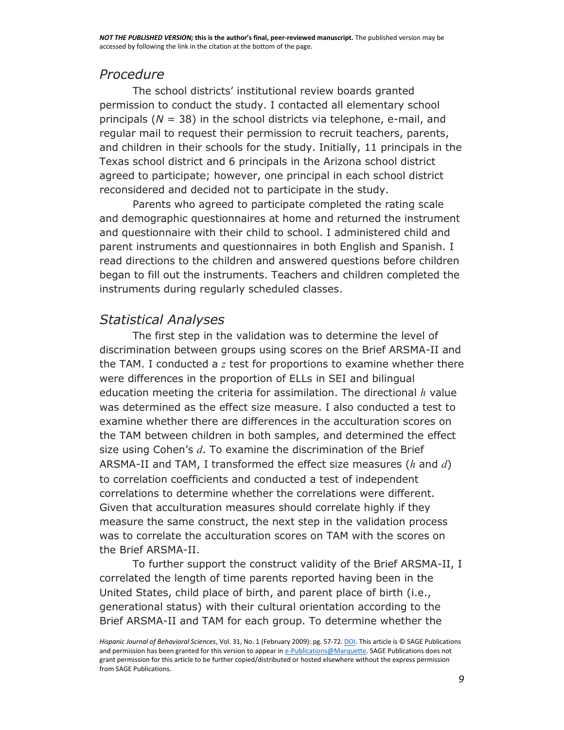## *Procedure*

The school districts' institutional review boards granted permission to conduct the study. I contacted all elementary school principals (*N* = 38) in the school districts via telephone, e-mail, and regular mail to request their permission to recruit teachers, parents, and children in their schools for the study. Initially, 11 principals in the Texas school district and 6 principals in the Arizona school district agreed to participate; however, one principal in each school district reconsidered and decided not to participate in the study.

Parents who agreed to participate completed the rating scale and demographic questionnaires at home and returned the instrument and questionnaire with their child to school. I administered child and parent instruments and questionnaires in both English and Spanish. I read directions to the children and answered questions before children began to fill out the instruments. Teachers and children completed the instruments during regularly scheduled classes.

## *Statistical Analyses*

The first step in the validation was to determine the level of discrimination between groups using scores on the Brief ARSMA-II and the TAM. I conducted a $z$ test for proportions to examine whether there were differences in the proportion of ELLs in SEI and bilingual education meeting the criteria for assimilation. The directional $h$ value was determined as the effect size measure. I also conducted a test to examine whether there are differences in the acculturation scores on the TAM between children in both samples, and determined the effect size using Cohen's $d$. To examine the discrimination of the Brief ARSMA-II and TAM, I transformed the effect size measures ($h$ and $d$) to correlation coefficients and conducted a test of independent correlations to determine whether the correlations were different. Given that acculturation measures should correlate highly if they measure the same construct, the next step in the validation process was to correlate the acculturation scores on TAM with the scores on the Brief ARSMA-II.

To further support the construct validity of the Brief ARSMA-II, I correlated the length of time parents reported having been in the United States, child place of birth, and parent place of birth (i.e., generational status) with their cultural orientation according to the Brief ARSMA-II and TAM for each group. To determine whether the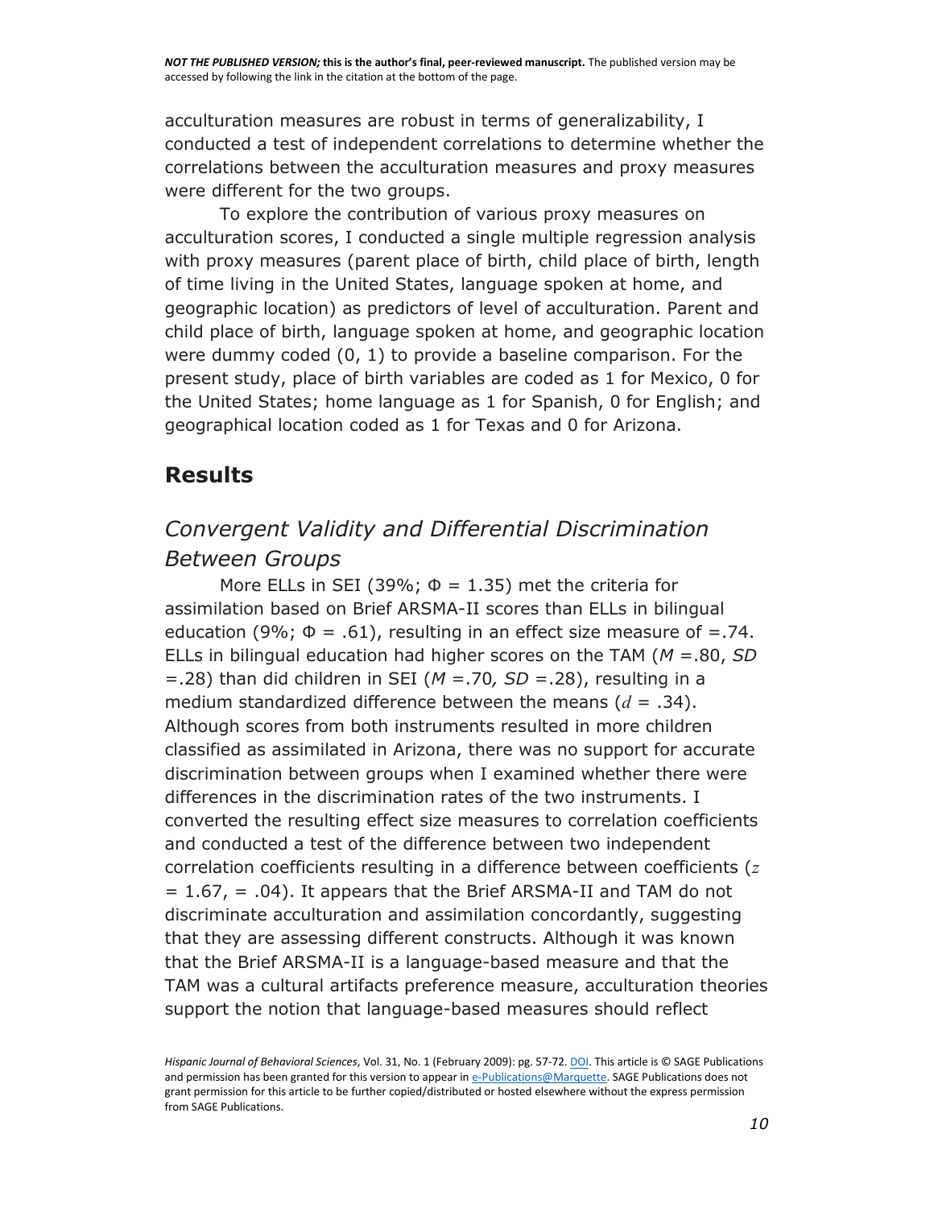acculturation measures are robust in terms of generalizability, I conducted a test of independent correlations to determine whether the correlations between the acculturation measures and proxy measures were different for the two groups.

To explore the contribution of various proxy measures on acculturation scores, I conducted a single multiple regression analysis with proxy measures (parent place of birth, child place of birth, length of time living in the United States, language spoken at home, and geographic location) as predictors of level of acculturation. Parent and child place of birth, language spoken at home, and geographic location were dummy coded (0, 1) to provide a baseline comparison. For the present study, place of birth variables are coded as 1 for Mexico, 0 for the United States; home language as 1 for Spanish, 0 for English; and geographical location coded as 1 for Texas and 0 for Arizona.

## Results

### *Convergent Validity and Differential Discrimination Between Groups*

More ELLs in SEI (39%; $\Phi = 1.35$) met the criteria for assimilation based on Brief ARSMA-II scores than ELLs in bilingual education (9%; $\Phi = .61$), resulting in an effect size measure of =.74. ELLs in bilingual education had higher scores on the TAM ($M = .80$, $SD = .28$) than did children in SEI ($M = .70$, $SD = .28$), resulting in a medium standardized difference between the means ($d = .34$). Although scores from both instruments resulted in more children classified as assimilated in Arizona, there was no support for accurate discrimination between groups when I examined whether there were differences in the discrimination rates of the two instruments. I converted the resulting effect size measures to correlation coefficients and conducted a test of the difference between two independent correlation coefficients resulting in a difference between coefficients ($z = 1.67$, = .04). It appears that the Brief ARSMA-II and TAM do not discriminate acculturation and assimilation concordantly, suggesting that they are assessing different constructs. Although it was known that the Brief ARSMA-II is a language-based measure and that the TAM was a cultural artifacts preference measure, acculturation theories support the notion that language-based measures should reflect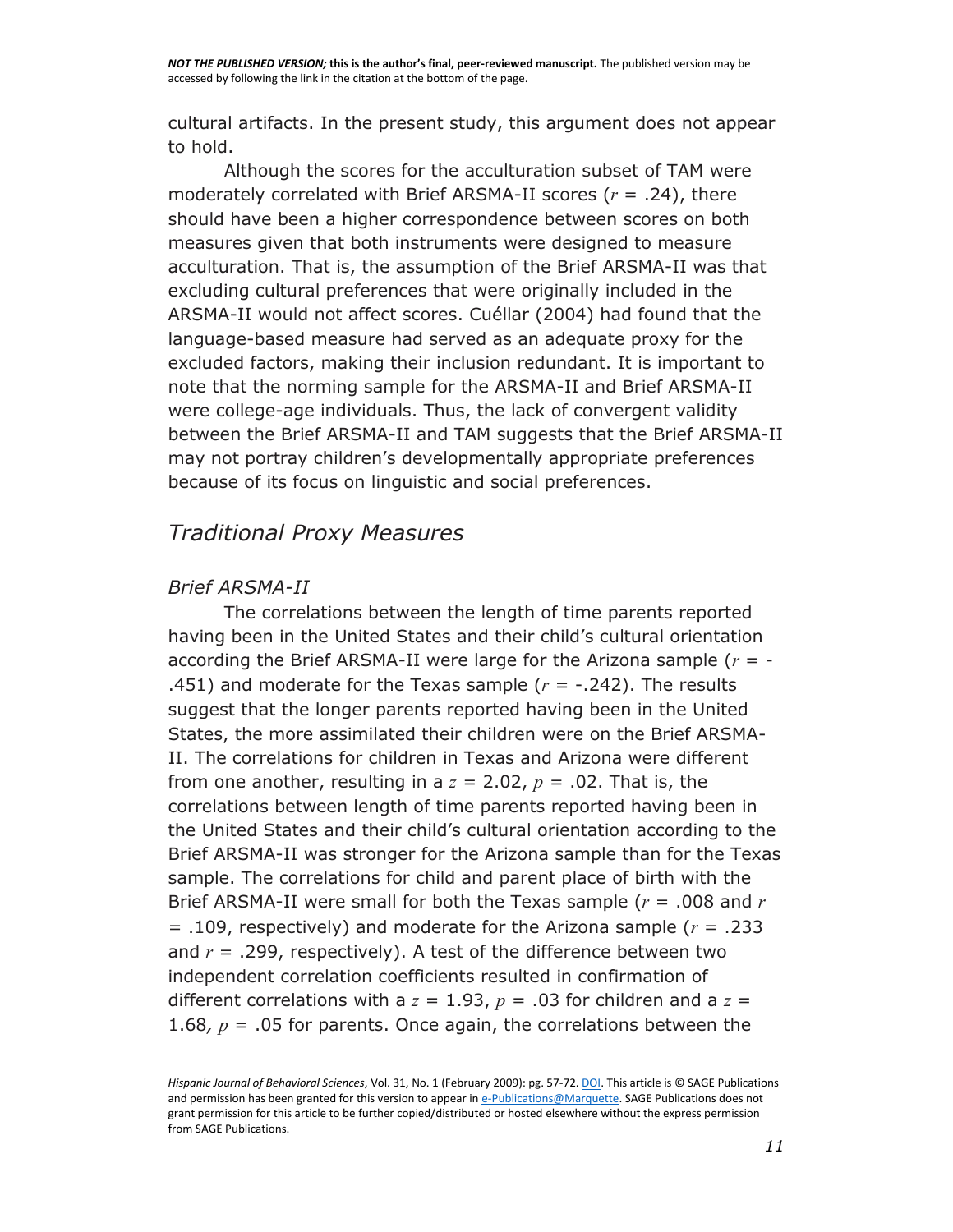cultural artifacts. In the present study, this argument does not appear to hold.

Although the scores for the acculturation subset of TAM were moderately correlated with Brief ARSMA-II scores ($r$ = .24), there should have been a higher correspondence between scores on both measures given that both instruments were designed to measure acculturation. That is, the assumption of the Brief ARSMA-II was that excluding cultural preferences that were originally included in the ARSMA-II would not affect scores. Cuéllar (2004) had found that the language-based measure had served as an adequate proxy for the excluded factors, making their inclusion redundant. It is important to note that the norming sample for the ARSMA-II and Brief ARSMA-II were college-age individuals. Thus, the lack of convergent validity between the Brief ARSMA-II and TAM suggests that the Brief ARSMA-II may not portray children's developmentally appropriate preferences because of its focus on linguistic and social preferences.

## *Traditional Proxy Measures*

### *Brief ARSMA-II*

The correlations between the length of time parents reported having been in the United States and their child's cultural orientation according the Brief ARSMA-II were large for the Arizona sample ($r$ = -.451) and moderate for the Texas sample ($r$ = -.242). The results suggest that the longer parents reported having been in the United States, the more assimilated their children were on the Brief ARSMA-II. The correlations for children in Texas and Arizona were different from one another, resulting in a $z$ = 2.02, $p$ = .02. That is, the correlations between length of time parents reported having been in the United States and their child's cultural orientation according to the Brief ARSMA-II was stronger for the Arizona sample than for the Texas sample. The correlations for child and parent place of birth with the Brief ARSMA-II were small for both the Texas sample ($r$ = .008 and $r$ = .109, respectively) and moderate for the Arizona sample ($r$ = .233 and $r$ = .299, respectively). A test of the difference between two independent correlation coefficients resulted in confirmation of different correlations with a $z$ = 1.93, $p$ = .03 for children and a $z$ = 1.68, $p$ = .05 for parents. Once again, the correlations between the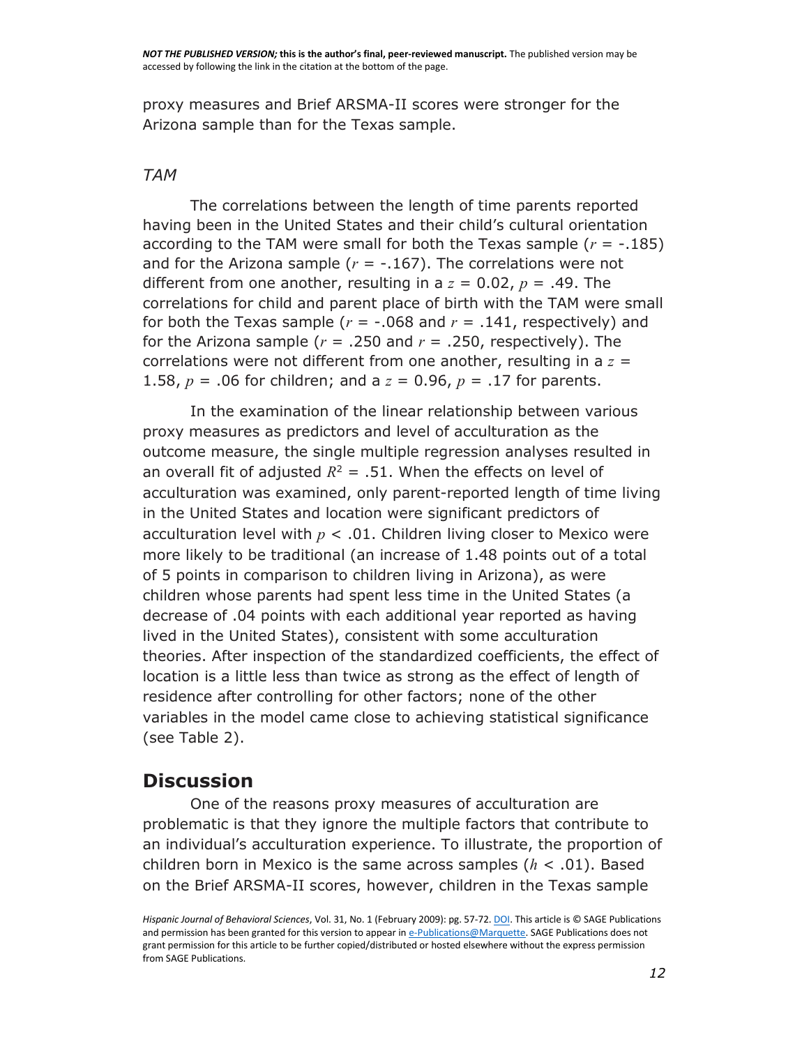proxy measures and Brief ARSMA-II scores were stronger for the Arizona sample than for the Texas sample.

### *TAM*

The correlations between the length of time parents reported having been in the United States and their child's cultural orientation according to the TAM were small for both the Texas sample ($r$ = -.185) and for the Arizona sample ($r$ = -.167). The correlations were not different from one another, resulting in a $z$ = 0.02, $p$ = .49. The correlations for child and parent place of birth with the TAM were small for both the Texas sample ($r$ = -.068 and $r$ = .141, respectively) and for the Arizona sample ($r$ = .250 and $r$ = .250, respectively). The correlations were not different from one another, resulting in a $z$ = 1.58, $p$ = .06 for children; and a $z$ = 0.96, $p$ = .17 for parents.

In the examination of the linear relationship between various proxy measures as predictors and level of acculturation as the outcome measure, the single multiple regression analyses resulted in an overall fit of adjusted $R^2$ = .51. When the effects on level of acculturation was examined, only parent-reported length of time living in the United States and location were significant predictors of acculturation level with $p$ < .01. Children living closer to Mexico were more likely to be traditional (an increase of 1.48 points out of a total of 5 points in comparison to children living in Arizona), as were children whose parents had spent less time in the United States (a decrease of .04 points with each additional year reported as having lived in the United States), consistent with some acculturation theories. After inspection of the standardized coefficients, the effect of location is a little less than twice as strong as the effect of length of residence after controlling for other factors; none of the other variables in the model came close to achieving statistical significance (see Table 2).

## Discussion

One of the reasons proxy measures of acculturation are problematic is that they ignore the multiple factors that contribute to an individual's acculturation experience. To illustrate, the proportion of children born in Mexico is the same across samples ($h$ < .01). Based on the Brief ARSMA-II scores, however, children in the Texas sample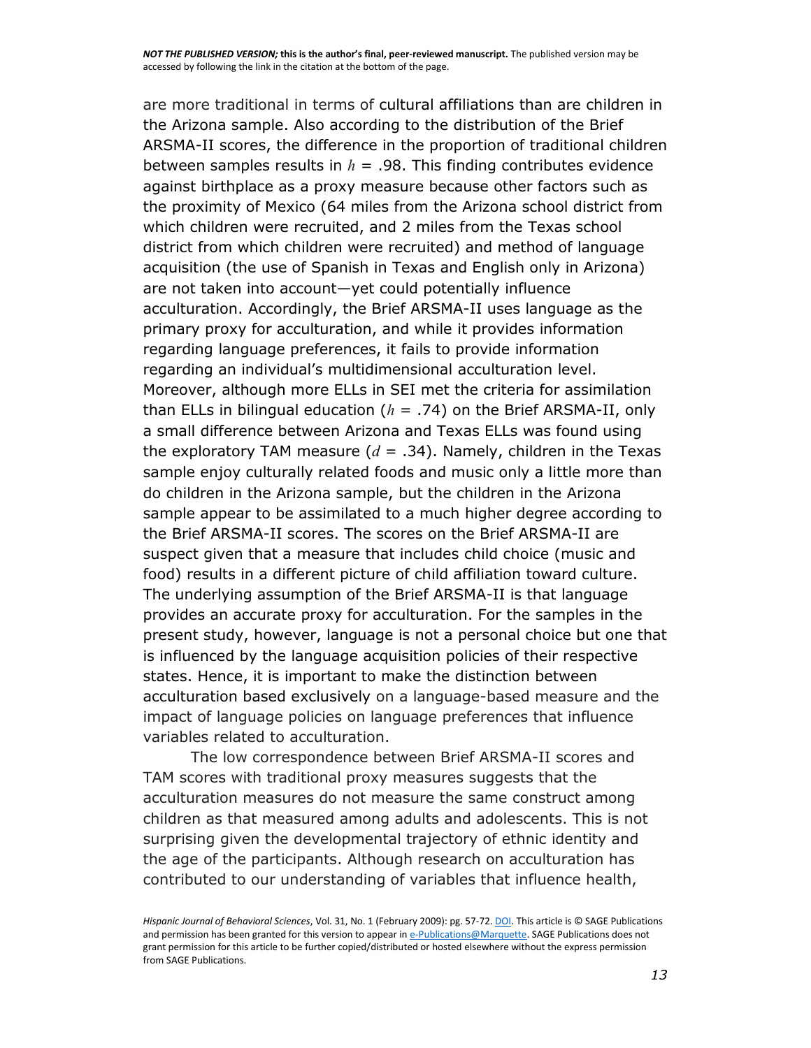are more traditional in terms of cultural affiliations than are children in the Arizona sample. Also according to the distribution of the Brief ARSMA-II scores, the difference in the proportion of traditional children between samples results in $h$ = .98. This finding contributes evidence against birthplace as a proxy measure because other factors such as the proximity of Mexico (64 miles from the Arizona school district from which children were recruited, and 2 miles from the Texas school district from which children were recruited) and method of language acquisition (the use of Spanish in Texas and English only in Arizona) are not taken into account—yet could potentially influence acculturation. Accordingly, the Brief ARSMA-II uses language as the primary proxy for acculturation, and while it provides information regarding language preferences, it fails to provide information regarding an individual's multidimensional acculturation level. Moreover, although more ELLs in SEI met the criteria for assimilation than ELLs in bilingual education ($h$ = .74) on the Brief ARSMA-II, only a small difference between Arizona and Texas ELLs was found using the exploratory TAM measure ($d$ = .34). Namely, children in the Texas sample enjoy culturally related foods and music only a little more than do children in the Arizona sample, but the children in the Arizona sample appear to be assimilated to a much higher degree according to the Brief ARSMA-II scores. The scores on the Brief ARSMA-II are suspect given that a measure that includes child choice (music and food) results in a different picture of child affiliation toward culture. The underlying assumption of the Brief ARSMA-II is that language provides an accurate proxy for acculturation. For the samples in the present study, however, language is not a personal choice but one that is influenced by the language acquisition policies of their respective states. Hence, it is important to make the distinction between acculturation based exclusively on a language-based measure and the impact of language policies on language preferences that influence variables related to acculturation.

The low correspondence between Brief ARSMA-II scores and TAM scores with traditional proxy measures suggests that the acculturation measures do not measure the same construct among children as that measured among adults and adolescents. This is not surprising given the developmental trajectory of ethnic identity and the age of the participants. Although research on acculturation has contributed to our understanding of variables that influence health,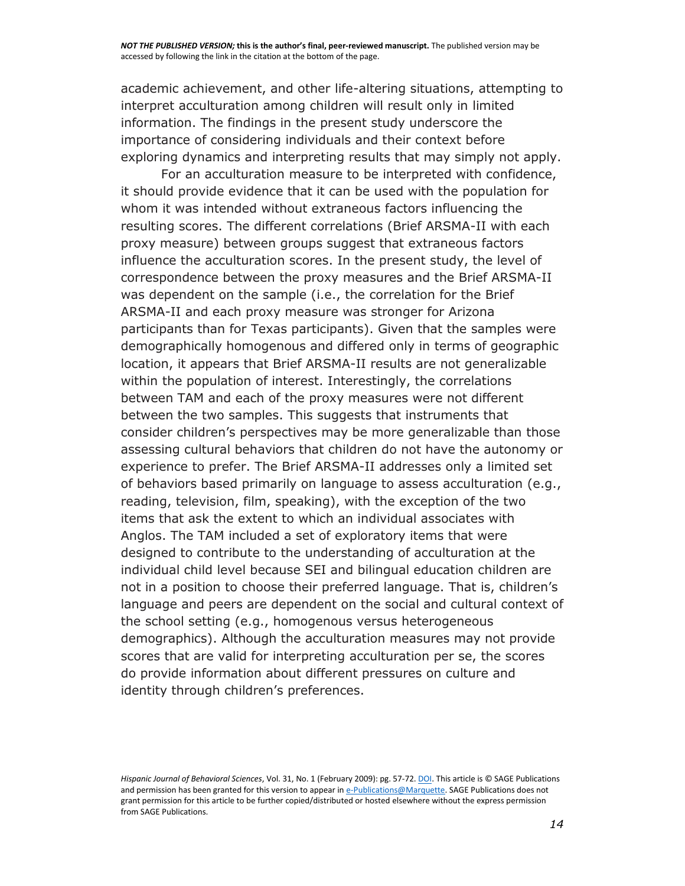academic achievement, and other life-altering situations, attempting to interpret acculturation among children will result only in limited information. The findings in the present study underscore the importance of considering individuals and their context before exploring dynamics and interpreting results that may simply not apply.

For an acculturation measure to be interpreted with confidence, it should provide evidence that it can be used with the population for whom it was intended without extraneous factors influencing the resulting scores. The different correlations (Brief ARSMA-II with each proxy measure) between groups suggest that extraneous factors influence the acculturation scores. In the present study, the level of correspondence between the proxy measures and the Brief ARSMA-II was dependent on the sample (i.e., the correlation for the Brief ARSMA-II and each proxy measure was stronger for Arizona participants than for Texas participants). Given that the samples were demographically homogenous and differed only in terms of geographic location, it appears that Brief ARSMA-II results are not generalizable within the population of interest. Interestingly, the correlations between TAM and each of the proxy measures were not different between the two samples. This suggests that instruments that consider children's perspectives may be more generalizable than those assessing cultural behaviors that children do not have the autonomy or experience to prefer. The Brief ARSMA-II addresses only a limited set of behaviors based primarily on language to assess acculturation (e.g., reading, television, film, speaking), with the exception of the two items that ask the extent to which an individual associates with Anglos. The TAM included a set of exploratory items that were designed to contribute to the understanding of acculturation at the individual child level because SEI and bilingual education children are not in a position to choose their preferred language. That is, children's language and peers are dependent on the social and cultural context of the school setting (e.g., homogenous versus heterogeneous demographics). Although the acculturation measures may not provide scores that are valid for interpreting acculturation per se, the scores do provide information about different pressures on culture and identity through children's preferences.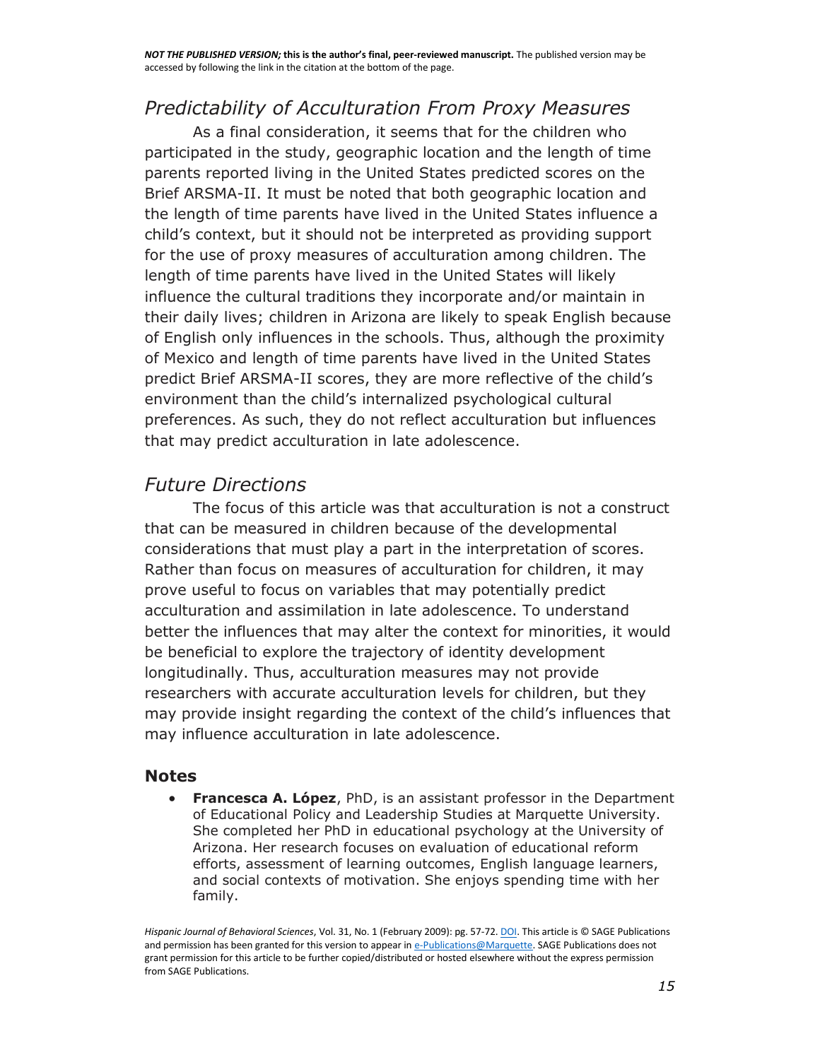## *Predictability of Acculturation From Proxy Measures*

As a final consideration, it seems that for the children who participated in the study, geographic location and the length of time parents reported living in the United States predicted scores on the Brief ARSMA-II. It must be noted that both geographic location and the length of time parents have lived in the United States influence a child's context, but it should not be interpreted as providing support for the use of proxy measures of acculturation among children. The length of time parents have lived in the United States will likely influence the cultural traditions they incorporate and/or maintain in their daily lives; children in Arizona are likely to speak English because of English only influences in the schools. Thus, although the proximity of Mexico and length of time parents have lived in the United States predict Brief ARSMA-II scores, they are more reflective of the child's environment than the child's internalized psychological cultural preferences. As such, they do not reflect acculturation but influences that may predict acculturation in late adolescence.

## *Future Directions*

The focus of this article was that acculturation is not a construct that can be measured in children because of the developmental considerations that must play a part in the interpretation of scores. Rather than focus on measures of acculturation for children, it may prove useful to focus on variables that may potentially predict acculturation and assimilation in late adolescence. To understand better the influences that may alter the context for minorities, it would be beneficial to explore the trajectory of identity development longitudinally. Thus, acculturation measures may not provide researchers with accurate acculturation levels for children, but they may provide insight regarding the context of the child's influences that may influence acculturation in late adolescence.

### Notes

- **Francesca A. López**, PhD, is an assistant professor in the Department of Educational Policy and Leadership Studies at Marquette University. She completed her PhD in educational psychology at the University of Arizona. Her research focuses on evaluation of educational reform efforts, assessment of learning outcomes, English language learners, and social contexts of motivation. She enjoys spending time with her family.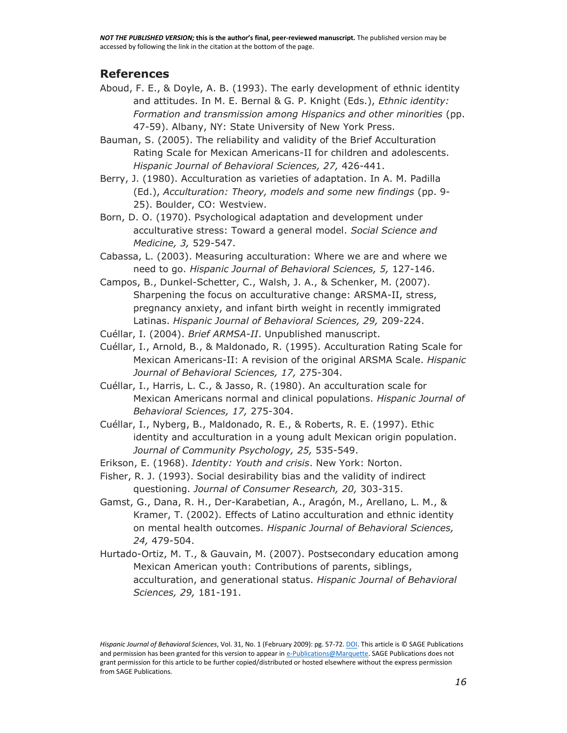## References

Aboud, F. E., & Doyle, A. B. (1993). The early development of ethnic identity and attitudes. In M. E. Bernal & G. P. Knight (Eds.), *Ethnic identity: Formation and transmission among Hispanics and other minorities* (pp. 47-59). Albany, NY: State University of New York Press.

Bauman, S. (2005). The reliability and validity of the Brief Acculturation Rating Scale for Mexican Americans-II for children and adolescents. *Hispanic Journal of Behavioral Sciences, 27,* 426-441.

Berry, J. (1980). Acculturation as varieties of adaptation. In A. M. Padilla (Ed.), *Acculturation: Theory, models and some new findings* (pp. 9-25). Boulder, CO: Westview.

Born, D. O. (1970). Psychological adaptation and development under acculturative stress: Toward a general model. *Social Science and Medicine, 3,* 529-547.

Cabassa, L. (2003). Measuring acculturation: Where we are and where we need to go. *Hispanic Journal of Behavioral Sciences, 5,* 127-146.

Campos, B., Dunkel-Schetter, C., Walsh, J. A., & Schenker, M. (2007). Sharpening the focus on acculturative change: ARSMA-II, stress, pregnancy anxiety, and infant birth weight in recently immigrated Latinas. *Hispanic Journal of Behavioral Sciences, 29,* 209-224.

Cuéllar, I. (2004). *Brief ARMSA-II*. Unpublished manuscript.

Cuéllar, I., Arnold, B., & Maldonado, R. (1995). Acculturation Rating Scale for Mexican Americans-II: A revision of the original ARSMA Scale. *Hispanic Journal of Behavioral Sciences, 17,* 275-304.

Cuéllar, I., Harris, L. C., & Jasso, R. (1980). An acculturation scale for Mexican Americans normal and clinical populations. *Hispanic Journal of Behavioral Sciences, 17,* 275-304.

Cuéllar, I., Nyberg, B., Maldonado, R. E., & Roberts, R. E. (1997). Ethic identity and acculturation in a young adult Mexican origin population. *Journal of Community Psychology, 25,* 535-549.

Erikson, E. (1968). *Identity: Youth and crisis*. New York: Norton.

Fisher, R. J. (1993). Social desirability bias and the validity of indirect questioning. *Journal of Consumer Research, 20,* 303-315.

Gamst, G., Dana, R. H., Der-Karabetian, A., Aragón, M., Arellano, L. M., & Kramer, T. (2002). Effects of Latino acculturation and ethnic identity on mental health outcomes. *Hispanic Journal of Behavioral Sciences, 24,* 479-504.

Hurtado-Ortiz, M. T., & Gauvain, M. (2007). Postsecondary education among Mexican American youth: Contributions of parents, siblings, acculturation, and generational status. *Hispanic Journal of Behavioral Sciences, 29,* 181-191.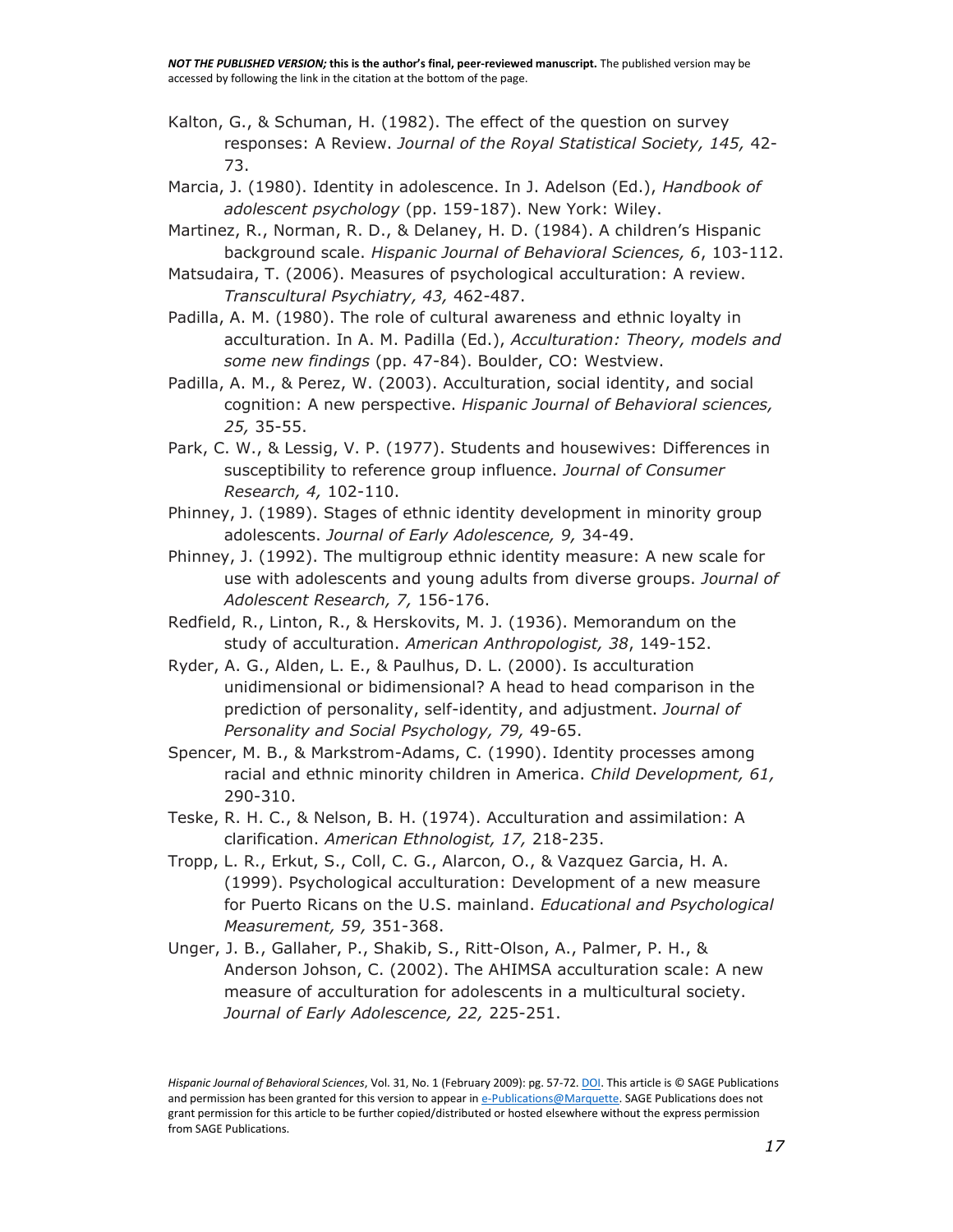Kalton, G., & Schuman, H. (1982). The effect of the question on survey responses: A Review. *Journal of the Royal Statistical Society, 145,* 42-73.

Marcia, J. (1980). Identity in adolescence. In J. Adelson (Ed.), *Handbook of adolescent psychology* (pp. 159-187). New York: Wiley.

Martinez, R., Norman, R. D., & Delaney, H. D. (1984). A children's Hispanic background scale. *Hispanic Journal of Behavioral Sciences, 6*, 103-112.

Matsudaira, T. (2006). Measures of psychological acculturation: A review. *Transcultural Psychiatry, 43,* 462-487.

Padilla, A. M. (1980). The role of cultural awareness and ethnic loyalty in acculturation. In A. M. Padilla (Ed.), *Acculturation: Theory, models and some new findings* (pp. 47-84). Boulder, CO: Westview.

Padilla, A. M., & Perez, W. (2003). Acculturation, social identity, and social cognition: A new perspective. *Hispanic Journal of Behavioral sciences, 25,* 35-55.

Park, C. W., & Lessig, V. P. (1977). Students and housewives: Differences in susceptibility to reference group influence. *Journal of Consumer Research, 4,* 102-110.

Phinney, J. (1989). Stages of ethnic identity development in minority group adolescents. *Journal of Early Adolescence, 9,* 34-49.

Phinney, J. (1992). The multigroup ethnic identity measure: A new scale for use with adolescents and young adults from diverse groups. *Journal of Adolescent Research, 7,* 156-176.

Redfield, R., Linton, R., & Herskovits, M. J. (1936). Memorandum on the study of acculturation. *American Anthropologist, 38*, 149-152.

Ryder, A. G., Alden, L. E., & Paulhus, D. L. (2000). Is acculturation unidimensional or bidimensional? A head to head comparison in the prediction of personality, self-identity, and adjustment. *Journal of Personality and Social Psychology, 79,* 49-65.

Spencer, M. B., & Markstrom-Adams, C. (1990). Identity processes among racial and ethnic minority children in America. *Child Development, 61,* 290-310.

Teske, R. H. C., & Nelson, B. H. (1974). Acculturation and assimilation: A clarification. *American Ethnologist, 17,* 218-235.

Tropp, L. R., Erkut, S., Coll, C. G., Alarcon, O., & Vazquez Garcia, H. A. (1999). Psychological acculturation: Development of a new measure for Puerto Ricans on the U.S. mainland. *Educational and Psychological Measurement, 59,* 351-368.

Unger, J. B., Gallaher, P., Shakib, S., Ritt-Olson, A., Palmer, P. H., & Anderson Johson, C. (2002). The AHIMSA acculturation scale: A new measure of acculturation for adolescents in a multicultural society. *Journal of Early Adolescence, 22,* 225-251.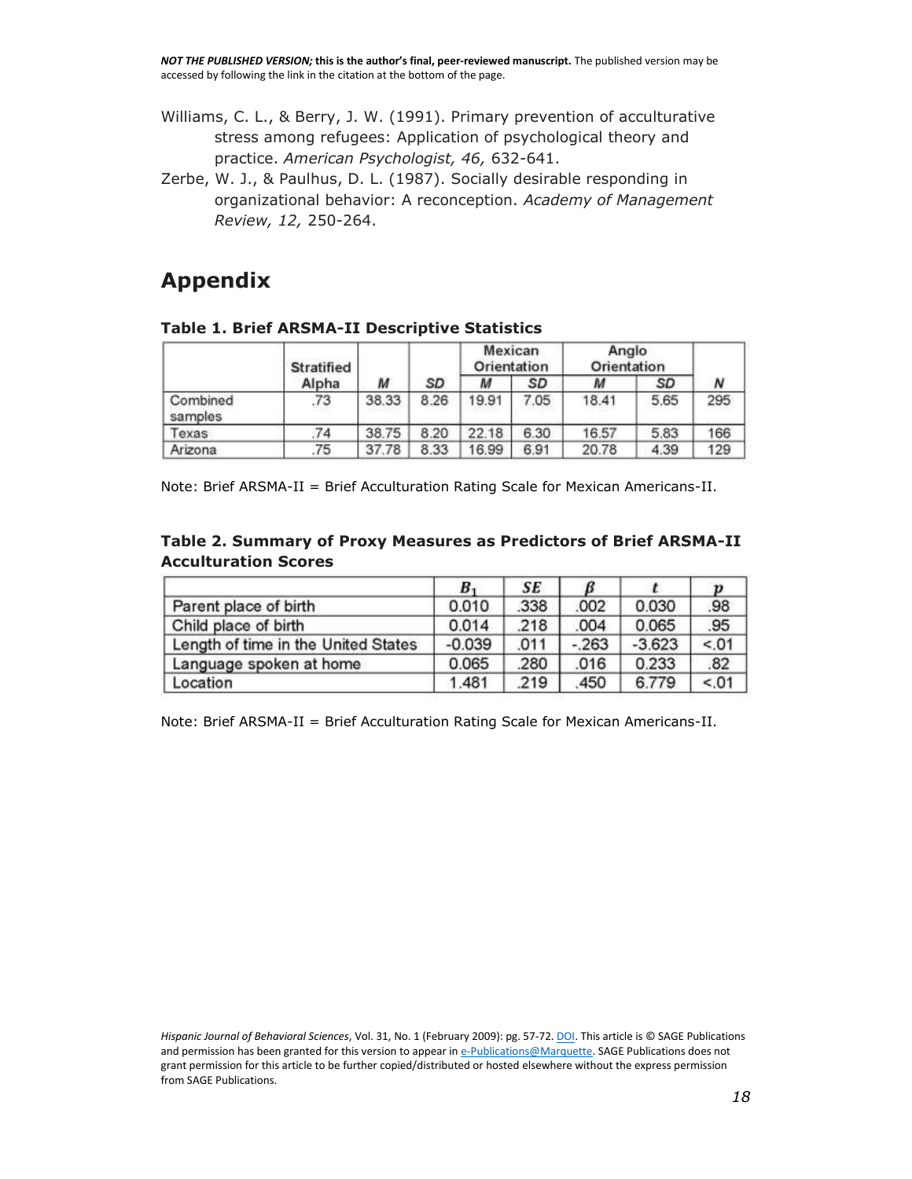Williams, C. L., & Berry, J. W. (1991). Primary prevention of acculturative stress among refugees: Application of psychological theory and practice. *American Psychologist, 46,* 632-641.

Zerbe, W. J., & Paulhus, D. L. (1987). Socially desirable responding in organizational behavior: A reconception. *Academy of Management Review, 12,* 250-264.

# Appendix

**Table 1. Brief ARSMA-II Descriptive Statistics**

| | Stratified Alpha | *M* | *SD* | Mexican Orientation | | Anglo Orientation | | *N* |
|---|---|---|---|---|---|---|---|---|
| | | | | *M* | *SD* | *M* | *SD* | |
| Combined samples | .73 | 38.33 | 8.26 | 19.91 | 7.05 | 18.41 | 5.65 | 295 |
| Texas | .74 | 38.75 | 8.20 | 22.18 | 6.30 | 16.57 | 5.83 | 166 |
| Arizona | .75 | 37.78 | 8.33 | 16.99 | 6.91 | 20.78 | 4.39 | 129 |

Note: Brief ARSMA-II = Brief Acculturation Rating Scale for Mexican Americans-II.

**Table 2. Summary of Proxy Measures as Predictors of Brief ARSMA-II Acculturation Scores**

| | $B_1$ | *SE* | $\beta$ | *t* | *p* |
|---|---|---|---|---|---|
| Parent place of birth | 0.010 | .338 | .002 | 0.030 | .98 |
| Child place of birth | 0.014 | .218 | .004 | 0.065 | .95 |
| Length of time in the United States | -0.039 | .011 | -.263 | -3.623 | <.01 |
| Language spoken at home | 0.065 | .280 | .016 | 0.233 | .82 |
| Location | 1.481 | .219 | .450 | 6.779 | <.01 |

Note: Brief ARSMA-II = Brief Acculturation Rating Scale for Mexican Americans-II.